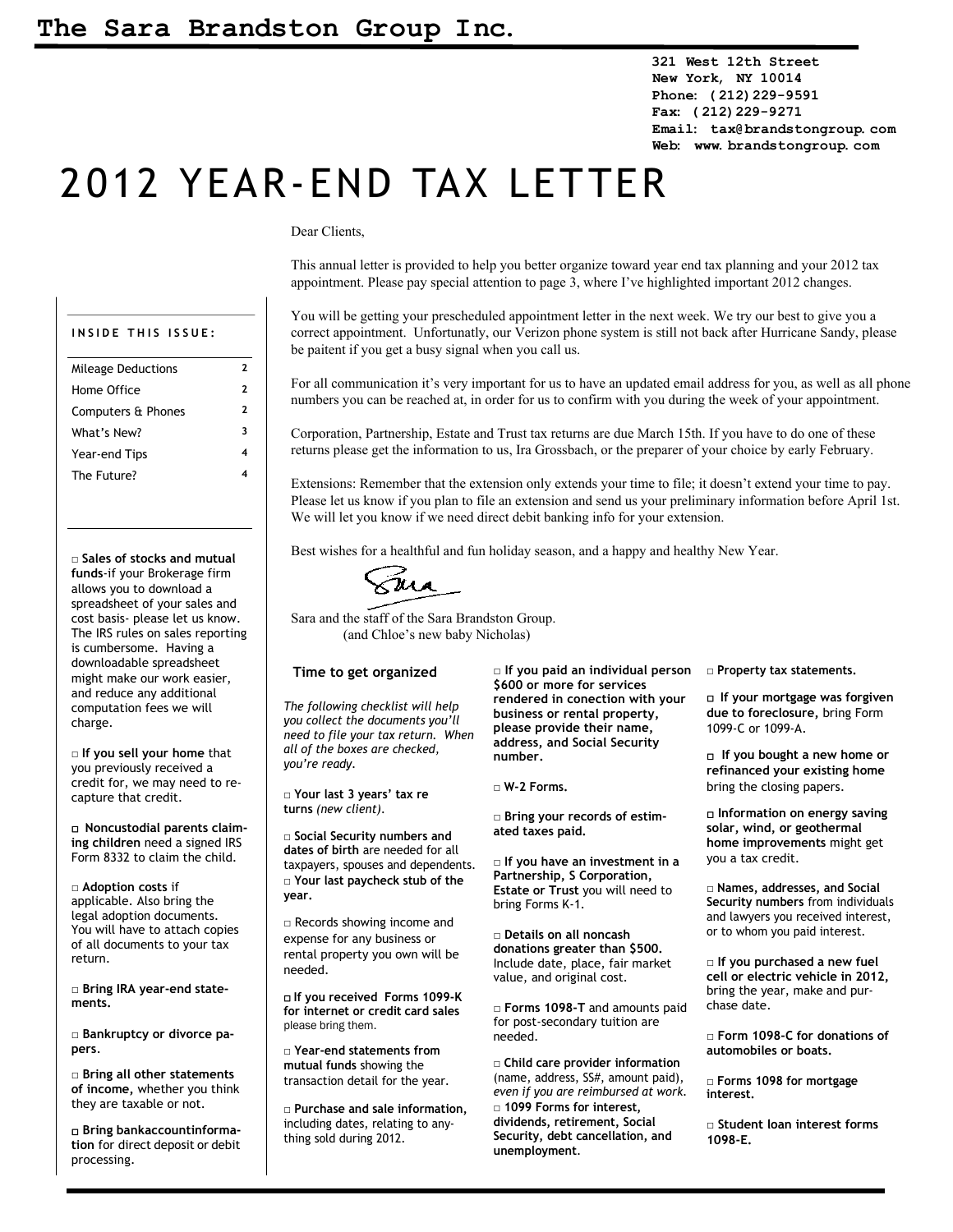# The Sara Brandston Group Inc.

**321 West 12th Street**
**New York, NY 10014**
**Phone: (212)229-9591**
**Fax: (212)229-9271**
**Email: tax@brandstongroup.com**
**Web: www.brandstongroup.com**

# 2012 YEAR-END TAX LETTER

Dear Clients,

This annual letter is provided to help you better organize toward year end tax planning and your 2012 tax appointment. Please pay special attention to page 3, where I've highlighted important 2012 changes.

You will be getting your prescheduled appointment letter in the next week. We try our best to give you a correct appointment. Unfortunatly, our Verizon phone system is still not back after Hurricane Sandy, please be paitent if you get a busy signal when you call us.

For all communication it's very important for us to have an updated email address for you, as well as all phone numbers you can be reached at, in order for us to confirm with you during the week of your appointment.

Corporation, Partnership, Estate and Trust tax returns are due March 15th. If you have to do one of these returns please get the information to us, Ira Grossbach, or the preparer of your choice by early February.

Extensions: Remember that the extension only extends your time to file; it doesn't extend your time to pay. Please let us know if you plan to file an extension and send us your preliminary information before April 1st. We will let you know if we need direct debit banking info for your extension.

Best wishes for a healthful and fun holiday season, and a happy and healthy New Year.

Sara

Sara and the staff of the Sara Brandston Group.
(and Chloe's new baby Nicholas)

### INSIDE THIS ISSUE:

| | |
|---|---|
| Mileage Deductions | 2 |
| Home Office | 2 |
| Computers & Phones | 2 |
| What's New? | 3 |
| Year-end Tips | 4 |
| The Future? | 4 |

□ **Sales of stocks and mutual funds**-if your Brokerage firm allows you to download a spreadsheet of your sales and cost basis- please let us know. The IRS rules on sales reporting is cumbersome. Having a downloadable spreadsheet might make our work easier, and reduce any additional computation fees we will charge.

□ **If you sell your home** that you previously received a credit for, we may need to re-capture that credit.

□ **Noncustodial parents claiming children** need a signed IRS Form 8332 to claim the child.

□ **Adoption costs** if applicable. Also bring the legal adoption documents. You will have to attach copies of all documents to your tax return.

□ **Bring IRA year-end statements.**

□ **Bankruptcy or divorce papers**.

□ **Bring all other statements of income,** whether you think they are taxable or not.

□ **Bring bankaccountinformation** for direct deposit or debit processing.

## Time to get organized

*The following checklist will help you collect the documents you'll need to file your tax return. When all of the boxes are checked, you're ready.*

□ **Your last 3 years' tax re turns** *(new client).*

□ **Social Security numbers and dates of birth** are needed for all taxpayers, spouses and dependents.

□ **Your last paycheck stub of the year.**

□ Records showing income and expense for any business or rental property you own will be needed.

□ **If you received Forms 1099-K for internet or credit card sales** please bring them.

□ **Year-end statements from mutual funds** showing the transaction detail for the year.

□ **Purchase and sale information,** including dates, relating to anything sold during 2012.

□ **If you paid an individual person $600 or more for services rendered in conection with your business or rental property, please provide their name, address, and Social Security number.**

□ **W-2 Forms.**

□ **Bring your records of estimated taxes paid.**

□ **If you have an investment in a Partnership, S Corporation, Estate or Trust** you will need to bring Forms K-1.

□ **Details on all noncash donations greater than $500.** Include date, place, fair market value, and original cost.

□ **Forms 1098-T** and amounts paid for post-secondary tuition are needed.

□ **Child care provider information** (name, address, SS#, amount paid), *even if you are reimbursed at work.*

□ **1099 Forms for interest, dividends, retirement, Social Security, debt cancellation, and unemployment**.

□ **Property tax statements.**

□ **If your mortgage was forgiven due to foreclosure,** bring Form 1099-C or 1099-A.

□ **If you bought a new home or refinanced your existing home** bring the closing papers.

□ **Information on energy saving solar, wind, or geothermal home improvements** might get you a tax credit.

□ **Names, addresses, and Social Security numbers** from individuals and lawyers you received interest, or to whom you paid interest.

□ **If you purchased a new fuel cell or electric vehicle in 2012,** bring the year, make and purchase date.

□ **Form 1098-C for donations of automobiles or boats.**

□ **Forms 1098 for mortgage interest.**

□ **Student loan interest forms 1098-E.**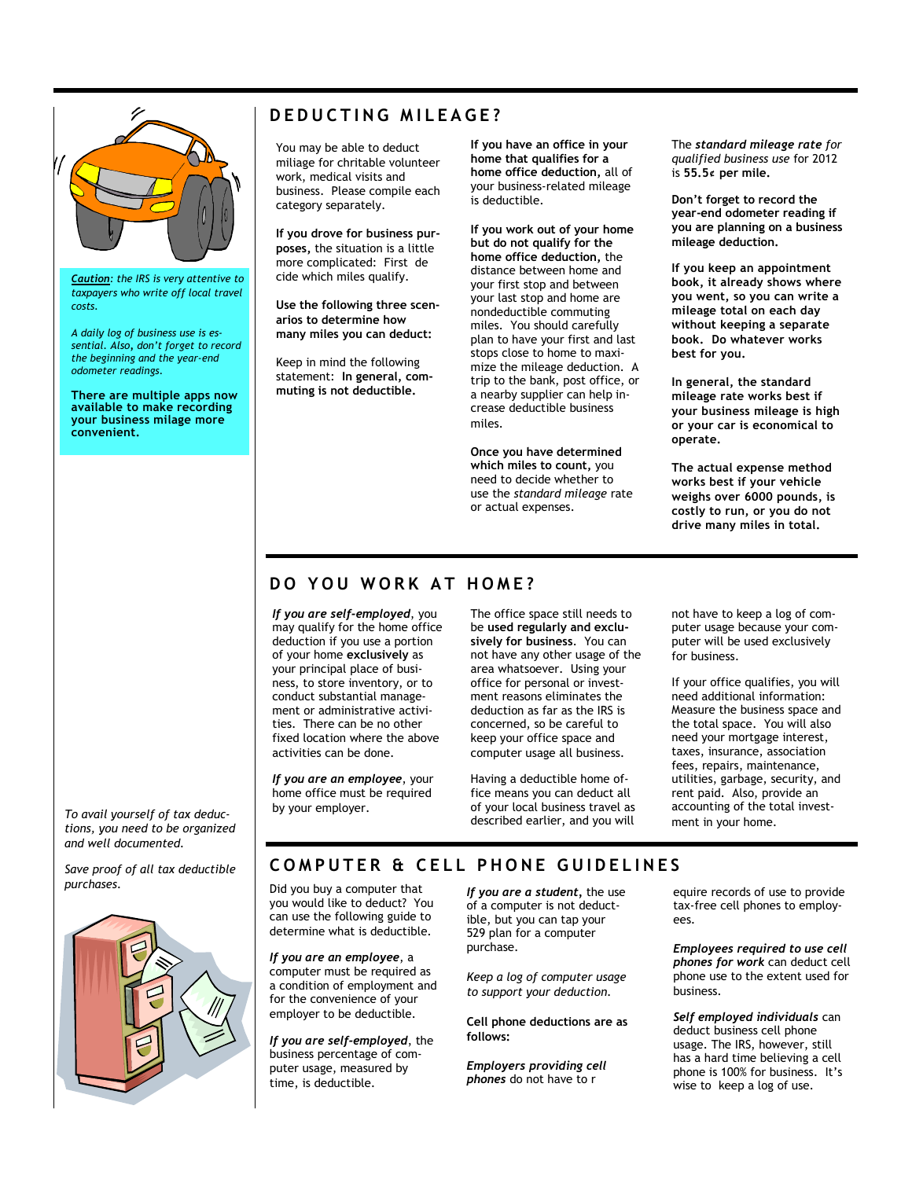***Caution**: the IRS is very attentive to taxpayers who write off local travel costs.*

*A daily log of business use is essential. Also, don't forget to record the beginning and the year-end odometer readings.*

**There are multiple apps now available to make recording your business milage more convenient.**

## DEDUCTING MILEAGE?

You may be able to deduct miliage for chritable volunteer work, medical visits and business. Please compile each category separately.

**If you drove for business purposes,** the situation is a little more complicated: First decide which miles qualify.

**Use the following three scenarios to determine how many miles you can deduct:**

Keep in mind the following statement: **In general, commuting is not deductible.**

**If you have an office in your home that qualifies for a home office deduction,** all of your business-related mileage is deductible.

**If you work out of your home but do not qualify for the home office deduction,** the distance between home and your first stop and between your last stop and home are nondeductible commuting miles. You should carefully plan to have your first and last stops close to home to maximize the mileage deduction. A trip to the bank, post office, or a nearby supplier can help increase deductible business miles.

**Once you have determined which miles to count,** you need to decide whether to use the *standard mileage* rate or actual expenses.

The ***standard mileage rate*** *for qualified business use* for 2012 is **55.5¢ per mile.**

**Don't forget to record the year-end odometer reading if you are planning on a business mileage deduction.**

**If you keep an appointment book, it already shows where you went, so you can write a mileage total on each day without keeping a separate book. Do whatever works best for you.**

**In general, the standard mileage rate works best if your business mileage is high or your car is economical to operate.**

**The actual expense method works best if your vehicle weighs over 6000 pounds, is costly to run, or you do not drive many miles in total.**

## DO YOU WORK AT HOME?

***If you are self-employed***, you may qualify for the home office deduction if you use a portion of your home **exclusively** as your principal place of business, to store inventory, or to conduct substantial management or administrative activities. There can be no other fixed location where the above activities can be done.

***If you are an employee***, your home office must be required by your employer.

The office space still needs to be **used regularly and exclusively for business**. You can not have any other usage of the area whatsoever. Using your office for personal or investment reasons eliminates the deduction as far as the IRS is concerned, so be careful to keep your office space and computer usage all business.

Having a deductible home office means you can deduct all of your local business travel as described earlier, and you will not have to keep a log of computer usage because your computer will be used exclusively for business.

If your office qualifies, you will need additional information: Measure the business space and the total space. You will also need your mortgage interest, taxes, insurance, association fees, repairs, maintenance, utilities, garbage, security, and rent paid. Also, provide an accounting of the total investment in your home.

*To avail yourself of tax deductions, you need to be organized and well documented.*

*Save proof of all tax deductible purchases.*

## COMPUTER & CELL PHONE GUIDELINES

Did you buy a computer that you would like to deduct? You can use the following guide to determine what is deductible.

***If you are an employee***, a computer must be required as a condition of employment and for the convenience of your employer to be deductible.

***If you are self-employed***, the business percentage of computer usage, measured by time, is deductible.

***If you are a student***, the use of a computer is not deductible, but you can tap your 529 plan for a computer purchase.

*Keep a log of computer usage to support your deduction.*

**Cell phone deductions are as follows:**

***Employers providing cell phones*** do not have to require records of use to provide tax-free cell phones to employees.

***Employees required to use cell phones for work*** can deduct cell phone use to the extent used for business.

***Self employed individuals*** can deduct business cell phone usage. The IRS, however, still has a hard time believing a cell phone is 100% for business. It's wise to keep a log of use.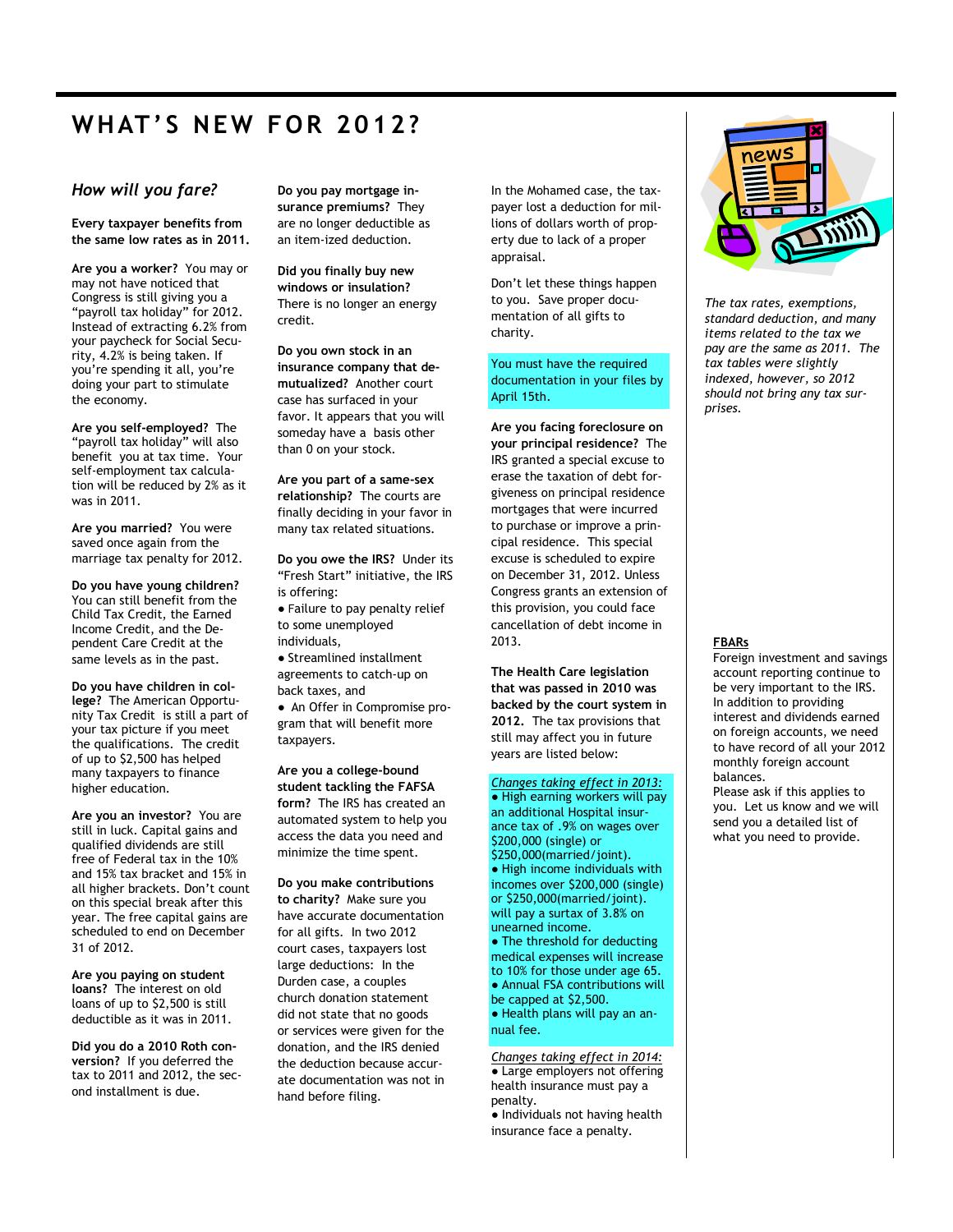# WHAT'S NEW FOR 2012?

## *How will you fare?*

**Every taxpayer benefits from the same low rates as in 2011.**

**Are you a worker?** You may or may not have noticed that Congress is still giving you a "payroll tax holiday" for 2012. Instead of extracting 6.2% from your paycheck for Social Security, 4.2% is being taken. If you're spending it all, you're doing your part to stimulate the economy.

**Are you self-employed?** The "payroll tax holiday" will also benefit you at tax time. Your self-employment tax calculation will be reduced by 2% as it was in 2011.

**Are you married?** You were saved once again from the marriage tax penalty for 2012.

**Do you have young children?** You can still benefit from the Child Tax Credit, the Earned Income Credit, and the Dependent Care Credit at the same levels as in the past.

**Do you have children in college?** The American Opportunity Tax Credit is still a part of your tax picture if you meet the qualifications. The credit of up to $2,500 has helped many taxpayers to finance higher education.

**Are you an investor?** You are still in luck. Capital gains and qualified dividends are still free of Federal tax in the 10% and 15% tax bracket and 15% in all higher brackets. Don't count on this special break after this year. The free capital gains are scheduled to end on December 31 of 2012.

**Are you paying on student loans?** The interest on old loans of up to $2,500 is still deductible as it was in 2011.

**Did you do a 2010 Roth conversion?** If you deferred the tax to 2011 and 2012, the second installment is due.

**Do you pay mortgage insurance premiums?** They are no longer deductible as an item-ized deduction.

**Did you finally buy new windows or insulation?** There is no longer an energy credit.

**Do you own stock in an insurance company that demutualized?** Another court case has surfaced in your favor. It appears that you will someday have a basis other than 0 on your stock.

**Are you part of a same-sex relationship?** The courts are finally deciding in your favor in many tax related situations.

**Do you owe the IRS?** Under its "Fresh Start" initiative, the IRS is offering:

- Failure to pay penalty relief to some unemployed individuals,
- Streamlined installment agreements to catch-up on back taxes, and
- An Offer in Compromise program that will benefit more taxpayers.

**Are you a college-bound student tackling the FAFSA form?** The IRS has created an automated system to help you access the data you need and minimize the time spent.

**Do you make contributions to charity?** Make sure you have accurate documentation for all gifts. In two 2012 court cases, taxpayers lost large deductions: In the Durden case, a couples church donation statement did not state that no goods or services were given for the donation, and the IRS denied the deduction because accurate documentation was not in hand before filing.

In the Mohamed case, the taxpayer lost a deduction for millions of dollars worth of property due to lack of a proper appraisal.

Don't let these things happen to you. Save proper documentation of all gifts to charity.

You must have the required documentation in your files by April 15th.

**Are you facing foreclosure on your principal residence?** The IRS granted a special excuse to erase the taxation of debt forgiveness on principal residence mortgages that were incurred to purchase or improve a principal residence. This special excuse is scheduled to expire on December 31, 2012. Unless Congress grants an extension of this provision, you could face cancellation of debt income in 2013.

**The Health Care legislation that was passed in 2010 was backed by the court system in 2012.** The tax provisions that still may affect you in future years are listed below:

*Changes taking effect in 2013:*

- High earning workers will pay an additional Hospital insurance tax of .9% on wages over $200,000 (single) or $250,000(married/joint).
- High income individuals with incomes over $200,000 (single) or $250,000(married/joint). will pay a surtax of 3.8% on unearned income.
- The threshold for deducting medical expenses will increase to 10% for those under age 65.
- Annual FSA contributions will be capped at $2,500.
- Health plans will pay an annual fee.

*Changes taking effect in 2014:*

- Large employers not offering health insurance must pay a penalty.
- Individuals not having health insurance face a penalty.

*The tax rates, exemptions, standard deduction, and many items related to the tax we pay are the same as 2011. The tax tables were slightly indexed, however, so 2012 should not bring any tax surprises.*

**FBARs**

Foreign investment and savings account reporting continue to be very important to the IRS. In addition to providing interest and dividends earned on foreign accounts, we need to have record of all your 2012 monthly foreign account balances.

Please ask if this applies to you. Let us know and we will send you a detailed list of what you need to provide.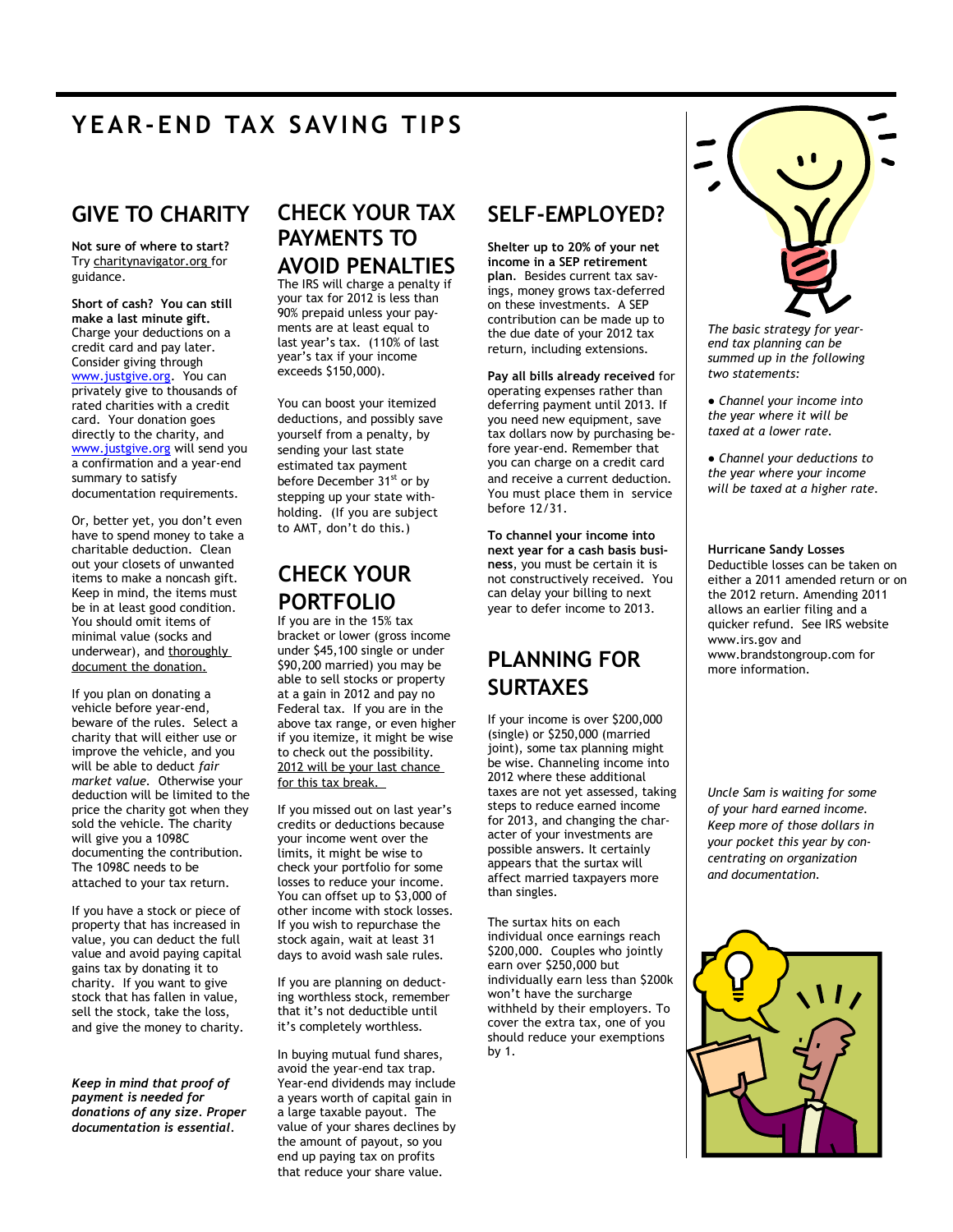# YEAR-END TAX SAVING TIPS

## GIVE TO CHARITY

**Not sure of where to start?** Try charitynavigator.org for guidance.

**Short of cash? You can still make a last minute gift.** Charge your deductions on a credit card and pay later. Consider giving through www.justgive.org. You can privately give to thousands of rated charities with a credit card. Your donation goes directly to the charity, and www.justgive.org will send you a confirmation and a year-end summary to satisfy documentation requirements.

Or, better yet, you don't even have to spend money to take a charitable deduction. Clean out your closets of unwanted items to make a noncash gift. Keep in mind, the items must be in at least good condition. You should omit items of minimal value (socks and underwear), and thoroughly document the donation.

If you plan on donating a vehicle before year-end, beware of the rules. Select a charity that will either use or improve the vehicle, and you will be able to deduct *fair market value*. Otherwise your deduction will be limited to the price the charity got when they sold the vehicle. The charity will give you a 1098C documenting the contribution. The 1098C needs to be attached to your tax return.

If you have a stock or piece of property that has increased in value, you can deduct the full value and avoid paying capital gains tax by donating it to charity. If you want to give stock that has fallen in value, sell the stock, take the loss, and give the money to charity.

***Keep in mind that proof of payment is needed for donations of any size. Proper documentation is essential.***

## CHECK YOUR TAX PAYMENTS TO AVOID PENALTIES

The IRS will charge a penalty if your tax for 2012 is less than 90% prepaid unless your payments are at least equal to last year's tax. (110% of last year's tax if your income exceeds $150,000).

You can boost your itemized deductions, and possibly save yourself from a penalty, by sending your last state estimated tax payment before December 31st or by stepping up your state withholding. (If you are subject to AMT, don't do this.)

## CHECK YOUR PORTFOLIO

If you are in the 15% tax bracket or lower (gross income under $45,100 single or under $90,200 married) you may be able to sell stocks or property at a gain in 2012 and pay no Federal tax. If you are in the above tax range, or even higher if you itemize, it might be wise to check out the possibility. 2012 will be your last chance for this tax break.

If you missed out on last year's credits or deductions because your income went over the limits, it might be wise to check your portfolio for some losses to reduce your income. You can offset up to $3,000 of other income with stock losses. If you wish to repurchase the stock again, wait at least 31 days to avoid wash sale rules.

If you are planning on deducting worthless stock, remember that it's not deductible until it's completely worthless.

In buying mutual fund shares, avoid the year-end tax trap. Year-end dividends may include a years worth of capital gain in a large taxable payout. The value of your shares declines by the amount of payout, so you end up paying tax on profits that reduce your share value.

## SELF-EMPLOYED?

**Shelter up to 20% of your net income in a SEP retirement plan**. Besides current tax savings, money grows tax-deferred on these investments. A SEP contribution can be made up to the due date of your 2012 tax return, including extensions.

**Pay all bills already received** for operating expenses rather than deferring payment until 2013. If you need new equipment, save tax dollars now by purchasing before year-end. Remember that you can charge on a credit card and receive a current deduction. You must place them in service before 12/31.

**To channel your income into next year for a cash basis business**, you must be certain it is not constructively received. You can delay your billing to next year to defer income to 2013.

## PLANNING FOR SURTAXES

If your income is over $200,000 (single) or $250,000 (married joint), some tax planning might be wise. Channeling income into 2012 where these additional taxes are not yet assessed, taking steps to reduce earned income for 2013, and changing the character of your investments are possible answers. It certainly appears that the surtax will affect married taxpayers more than singles.

The surtax hits on each individual once earnings reach $200,000. Couples who jointly earn over $250,000 but individually earn less than $200k won't have the surcharge withheld by their employers. To cover the extra tax, one of you should reduce your exemptions by 1.

*The basic strategy for year-end tax planning can be summed up in the following two statements:*

- *Channel your income into the year where it will be taxed at a lower rate.*
- *Channel your deductions to the year where your income will be taxed at a higher rate.*

**Hurricane Sandy Losses**
Deductible losses can be taken on either a 2011 amended return or on the 2012 return. Amending 2011 allows an earlier filing and a quicker refund. See IRS website www.irs.gov and www.brandstongroup.com for more information.

*Uncle Sam is waiting for some of your hard earned income. Keep more of those dollars in your pocket this year by concentrating on organization and documentation.*